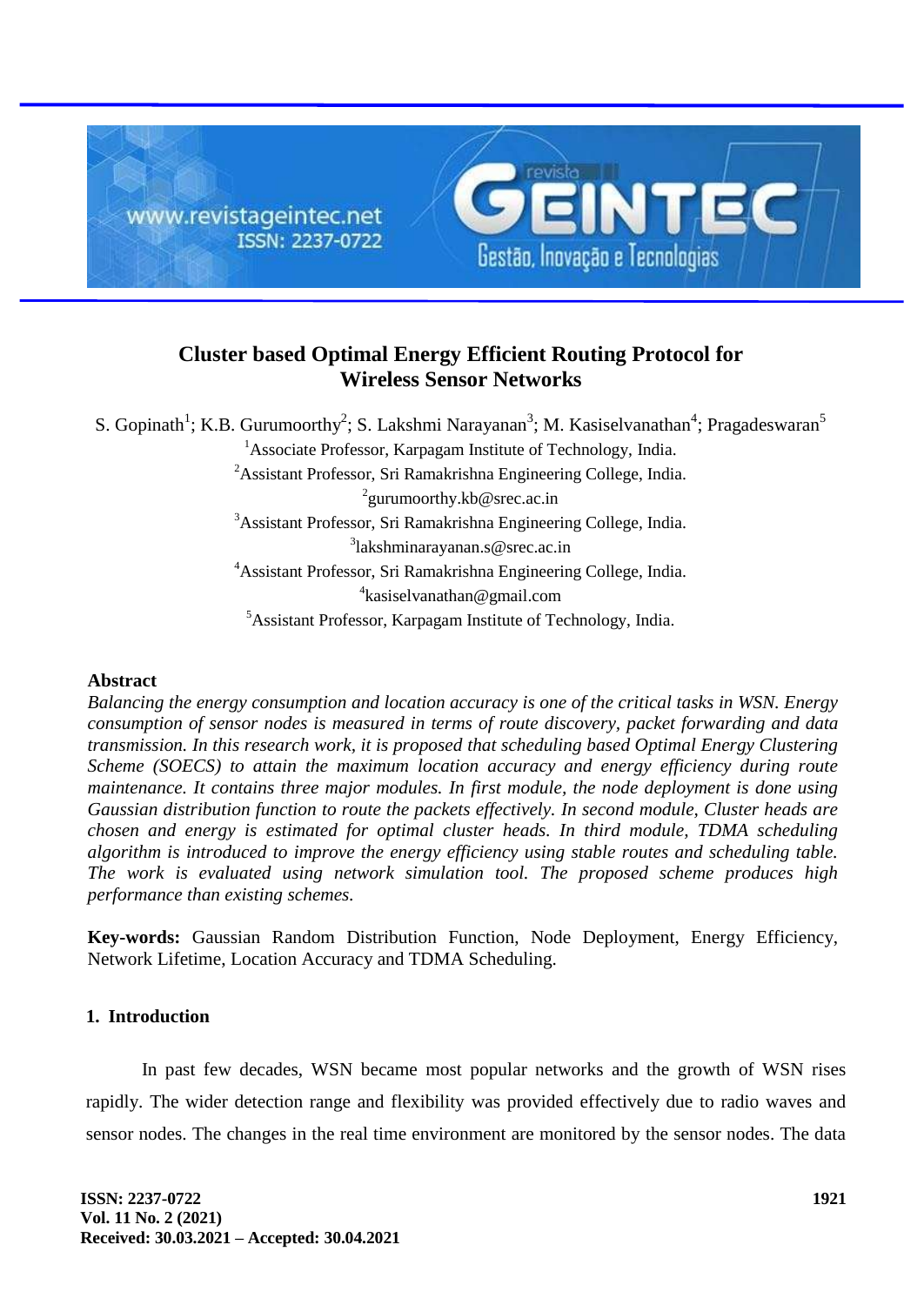# Cluster based Optimal Energy Efficient Routing Protocol for Wireless Sensor Networks

S. Gopinath[1]; K.B. Gurumoorthy[2]; S. Lakshmi Narayanan[3]; M. Kasiselvanathan[4]; Pragadeswaran[5]

[1]Associate Professor, Karpagam Institute of Technology, India.

[2]Assistant Professor, Sri Ramakrishna Engineering College, India.

[2]gurumoorthy.kb@srec.ac.in

[3]Assistant Professor, Sri Ramakrishna Engineering College, India.

[3]lakshminarayanan.s@srec.ac.in

[4]Assistant Professor, Sri Ramakrishna Engineering College, India.

[4]kasiselvanathan@gmail.com

[5]Assistant Professor, Karpagam Institute of Technology, India.

## Abstract

*Balancing the energy consumption and location accuracy is one of the critical tasks in WSN. Energy consumption of sensor nodes is measured in terms of route discovery, packet forwarding and data transmission. In this research work, it is proposed that scheduling based Optimal Energy Clustering Scheme (SOECS) to attain the maximum location accuracy and energy efficiency during route maintenance. It contains three major modules. In first module, the node deployment is done using Gaussian distribution function to route the packets effectively. In second module, Cluster heads are chosen and energy is estimated for optimal cluster heads. In third module, TDMA scheduling algorithm is introduced to improve the energy efficiency using stable routes and scheduling table. The work is evaluated using network simulation tool. The proposed scheme produces high performance than existing schemes.*

**Key-words:** Gaussian Random Distribution Function, Node Deployment, Energy Efficiency, Network Lifetime, Location Accuracy and TDMA Scheduling.

## 1. Introduction

In past few decades, WSN became most popular networks and the growth of WSN rises rapidly. The wider detection range and flexibility was provided effectively due to radio waves and sensor nodes. The changes in the real time environment are monitored by the sensor nodes. The data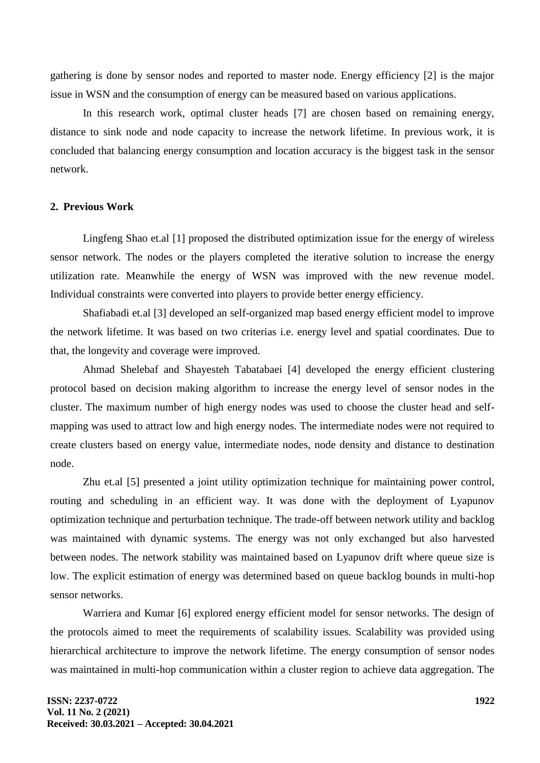gathering is done by sensor nodes and reported to master node. Energy efficiency [2] is the major issue in WSN and the consumption of energy can be measured based on various applications.

In this research work, optimal cluster heads [7] are chosen based on remaining energy, distance to sink node and node capacity to increase the network lifetime. In previous work, it is concluded that balancing energy consumption and location accuracy is the biggest task in the sensor network.

## 2. Previous Work

Lingfeng Shao et.al [1] proposed the distributed optimization issue for the energy of wireless sensor network. The nodes or the players completed the iterative solution to increase the energy utilization rate. Meanwhile the energy of WSN was improved with the new revenue model. Individual constraints were converted into players to provide better energy efficiency.

Shafiabadi et.al [3] developed an self-organized map based energy efficient model to improve the network lifetime. It was based on two criterias i.e. energy level and spatial coordinates. Due to that, the longevity and coverage were improved.

Ahmad Shelebaf and Shayesteh Tabatabaei [4] developed the energy efficient clustering protocol based on decision making algorithm to increase the energy level of sensor nodes in the cluster. The maximum number of high energy nodes was used to choose the cluster head and self-mapping was used to attract low and high energy nodes. The intermediate nodes were not required to create clusters based on energy value, intermediate nodes, node density and distance to destination node.

Zhu et.al [5] presented a joint utility optimization technique for maintaining power control, routing and scheduling in an efficient way. It was done with the deployment of Lyapunov optimization technique and perturbation technique. The trade-off between network utility and backlog was maintained with dynamic systems. The energy was not only exchanged but also harvested between nodes. The network stability was maintained based on Lyapunov drift where queue size is low. The explicit estimation of energy was determined based on queue backlog bounds in multi-hop sensor networks.

Warriera and Kumar [6] explored energy efficient model for sensor networks. The design of the protocols aimed to meet the requirements of scalability issues. Scalability was provided using hierarchical architecture to improve the network lifetime. The energy consumption of sensor nodes was maintained in multi-hop communication within a cluster region to achieve data aggregation. The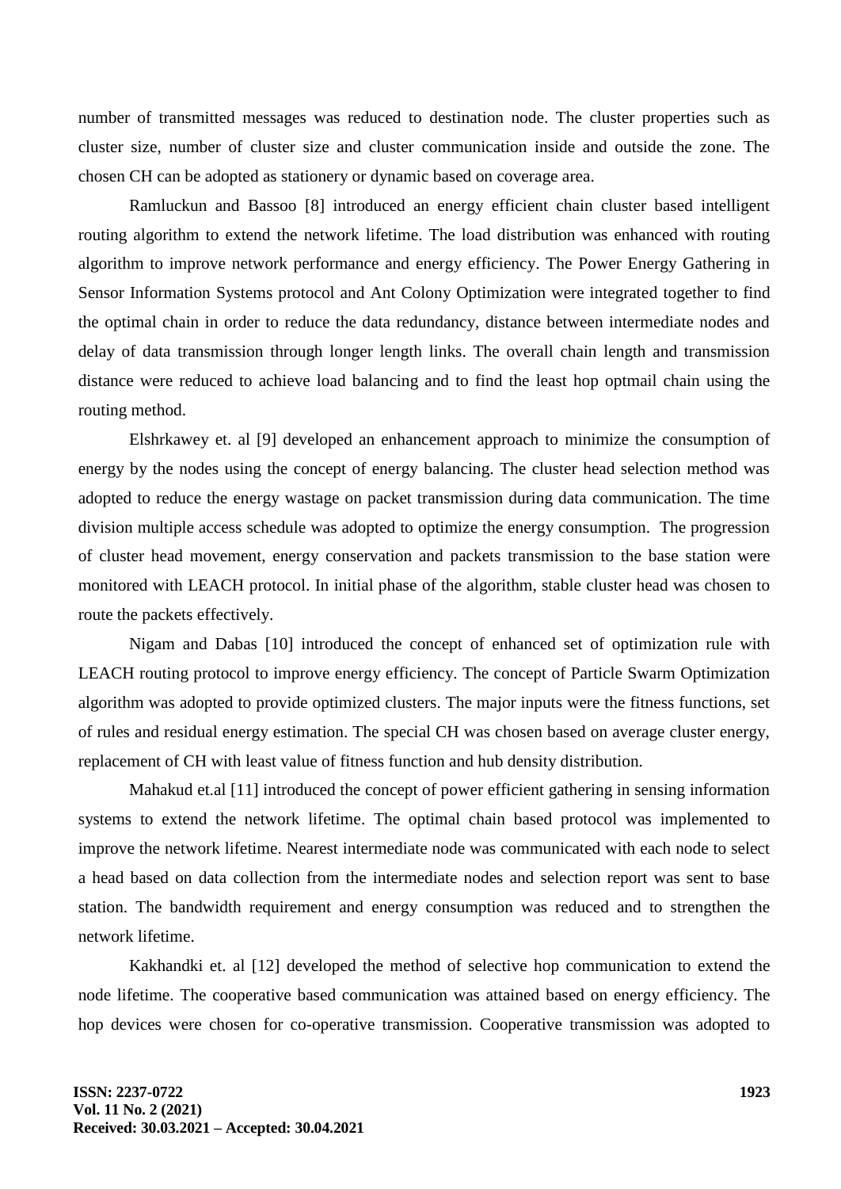number of transmitted messages was reduced to destination node. The cluster properties such as cluster size, number of cluster size and cluster communication inside and outside the zone. The chosen CH can be adopted as stationery or dynamic based on coverage area.

Ramluckun and Bassoo [8] introduced an energy efficient chain cluster based intelligent routing algorithm to extend the network lifetime. The load distribution was enhanced with routing algorithm to improve network performance and energy efficiency. The Power Energy Gathering in Sensor Information Systems protocol and Ant Colony Optimization were integrated together to find the optimal chain in order to reduce the data redundancy, distance between intermediate nodes and delay of data transmission through longer length links. The overall chain length and transmission distance were reduced to achieve load balancing and to find the least hop optmail chain using the routing method.

Elshrkawey et. al [9] developed an enhancement approach to minimize the consumption of energy by the nodes using the concept of energy balancing. The cluster head selection method was adopted to reduce the energy wastage on packet transmission during data communication. The time division multiple access schedule was adopted to optimize the energy consumption. The progression of cluster head movement, energy conservation and packets transmission to the base station were monitored with LEACH protocol. In initial phase of the algorithm, stable cluster head was chosen to route the packets effectively.

Nigam and Dabas [10] introduced the concept of enhanced set of optimization rule with LEACH routing protocol to improve energy efficiency. The concept of Particle Swarm Optimization algorithm was adopted to provide optimized clusters. The major inputs were the fitness functions, set of rules and residual energy estimation. The special CH was chosen based on average cluster energy, replacement of CH with least value of fitness function and hub density distribution.

Mahakud et.al [11] introduced the concept of power efficient gathering in sensing information systems to extend the network lifetime. The optimal chain based protocol was implemented to improve the network lifetime. Nearest intermediate node was communicated with each node to select a head based on data collection from the intermediate nodes and selection report was sent to base station. The bandwidth requirement and energy consumption was reduced and to strengthen the network lifetime.

Kakhandki et. al [12] developed the method of selective hop communication to extend the node lifetime. The cooperative based communication was attained based on energy efficiency. The hop devices were chosen for co-operative transmission. Cooperative transmission was adopted to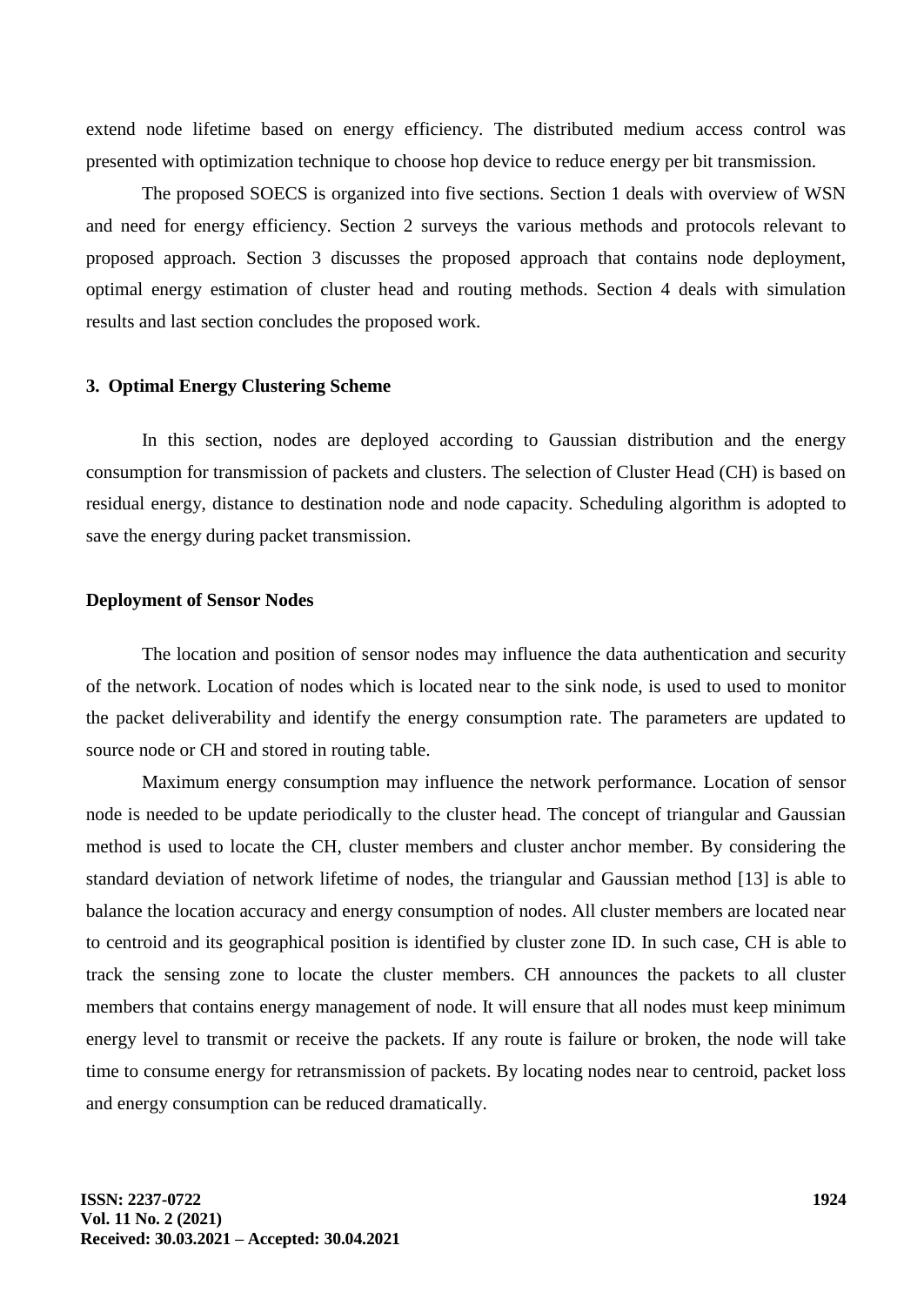extend node lifetime based on energy efficiency. The distributed medium access control was presented with optimization technique to choose hop device to reduce energy per bit transmission.

The proposed SOECS is organized into five sections. Section 1 deals with overview of WSN and need for energy efficiency. Section 2 surveys the various methods and protocols relevant to proposed approach. Section 3 discusses the proposed approach that contains node deployment, optimal energy estimation of cluster head and routing methods. Section 4 deals with simulation results and last section concludes the proposed work.

## 3. Optimal Energy Clustering Scheme

In this section, nodes are deployed according to Gaussian distribution and the energy consumption for transmission of packets and clusters. The selection of Cluster Head (CH) is based on residual energy, distance to destination node and node capacity. Scheduling algorithm is adopted to save the energy during packet transmission.

### Deployment of Sensor Nodes

The location and position of sensor nodes may influence the data authentication and security of the network. Location of nodes which is located near to the sink node, is used to used to monitor the packet deliverability and identify the energy consumption rate. The parameters are updated to source node or CH and stored in routing table.

Maximum energy consumption may influence the network performance. Location of sensor node is needed to be update periodically to the cluster head. The concept of triangular and Gaussian method is used to locate the CH, cluster members and cluster anchor member. By considering the standard deviation of network lifetime of nodes, the triangular and Gaussian method [13] is able to balance the location accuracy and energy consumption of nodes. All cluster members are located near to centroid and its geographical position is identified by cluster zone ID. In such case, CH is able to track the sensing zone to locate the cluster members. CH announces the packets to all cluster members that contains energy management of node. It will ensure that all nodes must keep minimum energy level to transmit or receive the packets. If any route is failure or broken, the node will take time to consume energy for retransmission of packets. By locating nodes near to centroid, packet loss and energy consumption can be reduced dramatically.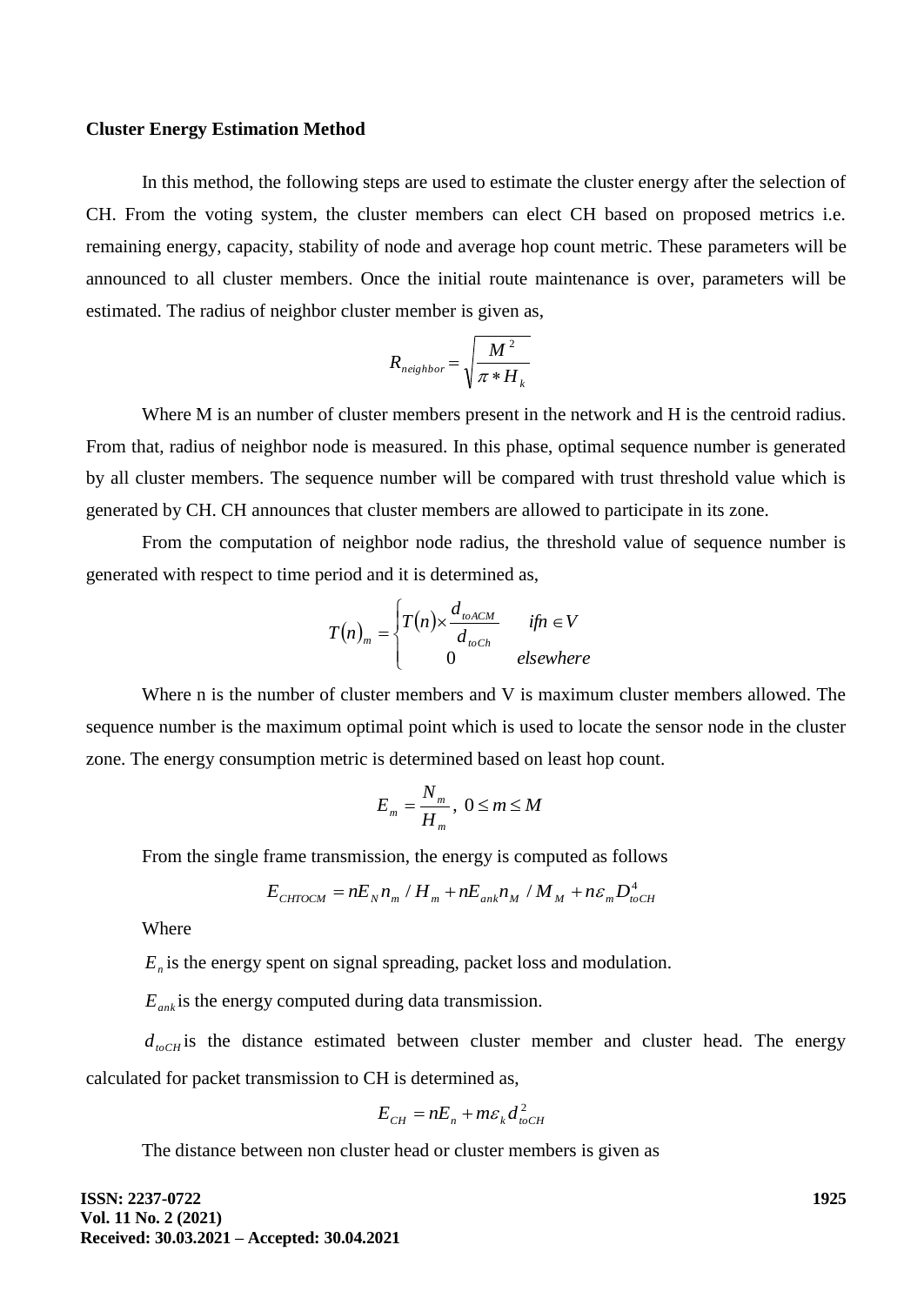**Cluster Energy Estimation Method**

In this method, the following steps are used to estimate the cluster energy after the selection of CH. From the voting system, the cluster members can elect CH based on proposed metrics i.e. remaining energy, capacity, stability of node and average hop count metric. These parameters will be announced to all cluster members. Once the initial route maintenance is over, parameters will be estimated. The radius of neighbor cluster member is given as,

$$R_{neighbor} = \sqrt{\frac{M^2}{\pi * H_k}}$$

Where M is an number of cluster members present in the network and H is the centroid radius. From that, radius of neighbor node is measured. In this phase, optimal sequence number is generated by all cluster members. The sequence number will be compared with trust threshold value which is generated by CH. CH announces that cluster members are allowed to participate in its zone.

From the computation of neighbor node radius, the threshold value of sequence number is generated with respect to time period and it is determined as,

$$T(n)_m = \begin{cases} T(n) \times \frac{d_{toACM}}{d_{toCh}} & if n \in V \\ 0 & elsewhere \end{cases}$$

Where n is the number of cluster members and V is maximum cluster members allowed. The sequence number is the maximum optimal point which is used to locate the sensor node in the cluster zone. The energy consumption metric is determined based on least hop count.

$$E_m = \frac{N_m}{H_m}, \ 0 \le m \le M$$

From the single frame transmission, the energy is computed as follows

$$E_{CHTOCM} = nE_N n_m / H_m + nE_{ank} n_M / M_M + n\varepsilon_m D_{toCH}^4$$

Where

$E_n$ is the energy spent on signal spreading, packet loss and modulation.

$E_{ank}$ is the energy computed during data transmission.

$d_{toCH}$ is the distance estimated between cluster member and cluster head. The energy calculated for packet transmission to CH is determined as,

$$E_{CH} = nE_n + m\varepsilon_k d_{toCH}^2$$

The distance between non cluster head or cluster members is given as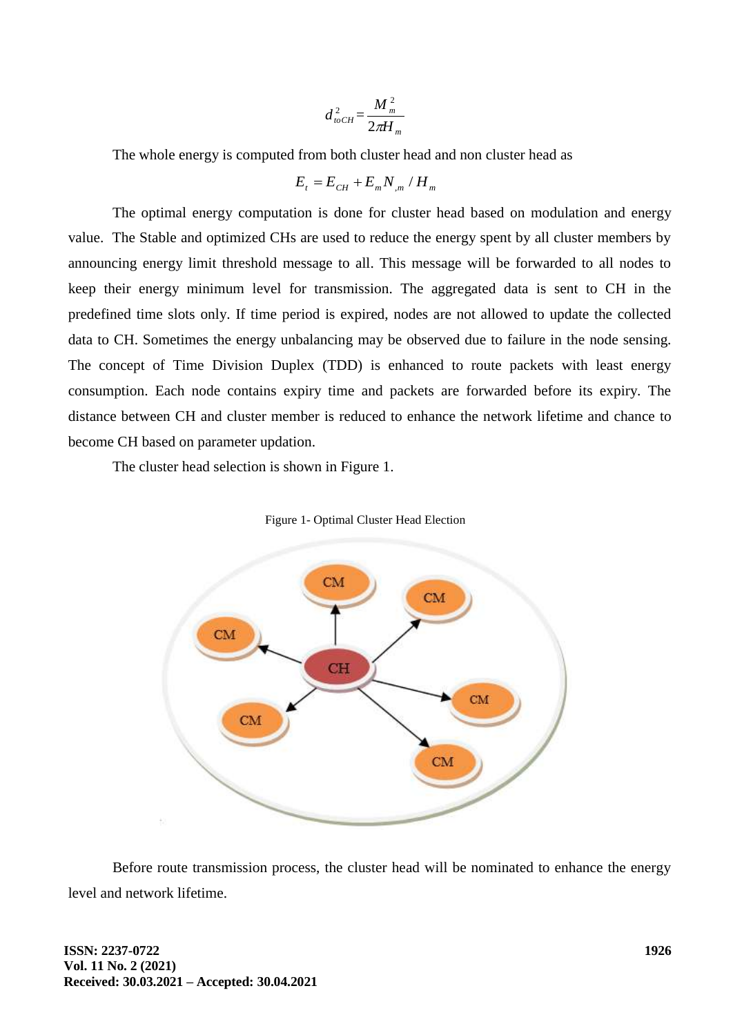$$d_{toCH}^{2} = \frac{M_m^2}{2\pi H_m}$$

The whole energy is computed from both cluster head and non cluster head as

$$E_t = E_{CH} + E_m N_{,m} / H_m$$

The optimal energy computation is done for cluster head based on modulation and energy value. The Stable and optimized CHs are used to reduce the energy spent by all cluster members by announcing energy limit threshold message to all. This message will be forwarded to all nodes to keep their energy minimum level for transmission. The aggregated data is sent to CH in the predefined time slots only. If time period is expired, nodes are not allowed to update the collected data to CH. Sometimes the energy unbalancing may be observed due to failure in the node sensing. The concept of Time Division Duplex (TDD) is enhanced to route packets with least energy consumption. Each node contains expiry time and packets are forwarded before its expiry. The distance between CH and cluster member is reduced to enhance the network lifetime and chance to become CH based on parameter updation.

The cluster head selection is shown in Figure 1.

Figure 1- Optimal Cluster Head Election

Before route transmission process, the cluster head will be nominated to enhance the energy level and network lifetime.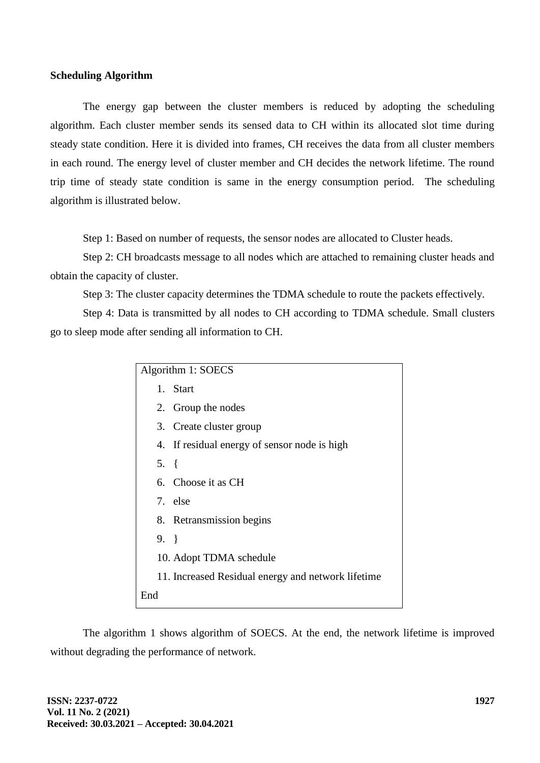### Scheduling Algorithm

The energy gap between the cluster members is reduced by adopting the scheduling algorithm. Each cluster member sends its sensed data to CH within its allocated slot time during steady state condition. Here it is divided into frames, CH receives the data from all cluster members in each round. The energy level of cluster member and CH decides the network lifetime. The round trip time of steady state condition is same in the energy consumption period. The scheduling algorithm is illustrated below.

Step 1: Based on number of requests, the sensor nodes are allocated to Cluster heads.

Step 2: CH broadcasts message to all nodes which are attached to remaining cluster heads and obtain the capacity of cluster.

Step 3: The cluster capacity determines the TDMA schedule to route the packets effectively.

Step 4: Data is transmitted by all nodes to CH according to TDMA schedule. Small clusters go to sleep mode after sending all information to CH.

```
Algorithm 1: SOECS
    1.  Start
    2.  Group the nodes
    3.  Create cluster group
    4.  If residual energy of sensor node is high
    5.  {
    6.  Choose it as CH
    7.  else
    8.  Retransmission begins
    9.  }
    10. Adopt TDMA schedule
    11. Increased Residual energy and network lifetime
End
```

The algorithm 1 shows algorithm of SOECS. At the end, the network lifetime is improved without degrading the performance of network.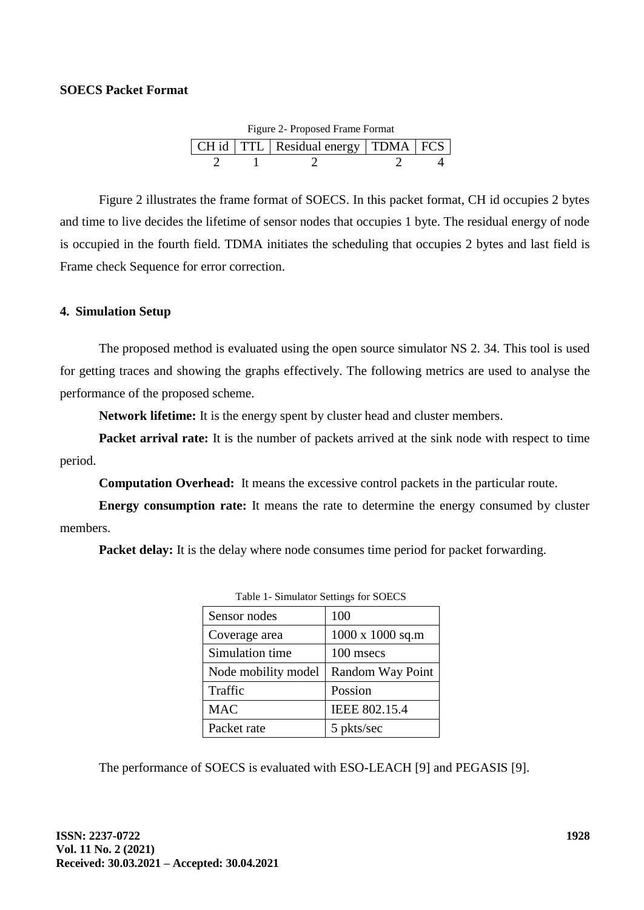**SOECS Packet Format**

Figure 2- Proposed Frame Format

| CH id | TTL | Residual energy | TDMA | FCS |
|---|---|---|---|---|
| 2 | 1 | 2 | 2 | 4 |

Figure 2 illustrates the frame format of SOECS. In this packet format, CH id occupies 2 bytes and time to live decides the lifetime of sensor nodes that occupies 1 byte. The residual energy of node is occupied in the fourth field. TDMA initiates the scheduling that occupies 2 bytes and last field is Frame check Sequence for error correction.

### 4. Simulation Setup

The proposed method is evaluated using the open source simulator NS 2. 34. This tool is used for getting traces and showing the graphs effectively. The following metrics are used to analyse the performance of the proposed scheme.

**Network lifetime:** It is the energy spent by cluster head and cluster members.

**Packet arrival rate:** It is the number of packets arrived at the sink node with respect to time period.

**Computation Overhead:** It means the excessive control packets in the particular route.

**Energy consumption rate:** It means the rate to determine the energy consumed by cluster members.

**Packet delay:** It is the delay where node consumes time period for packet forwarding.

Table 1- Simulator Settings for SOECS

| Sensor nodes | 100 |
|---|---|
| Coverage area | 1000 x 1000 sq.m |
| Simulation time | 100 msecs |
| Node mobility model | Random Way Point |
| Traffic | Possion |
| MAC | IEEE 802.15.4 |
| Packet rate | 5 pkts/sec |

The performance of SOECS is evaluated with ESO-LEACH [9] and PEGASIS [9].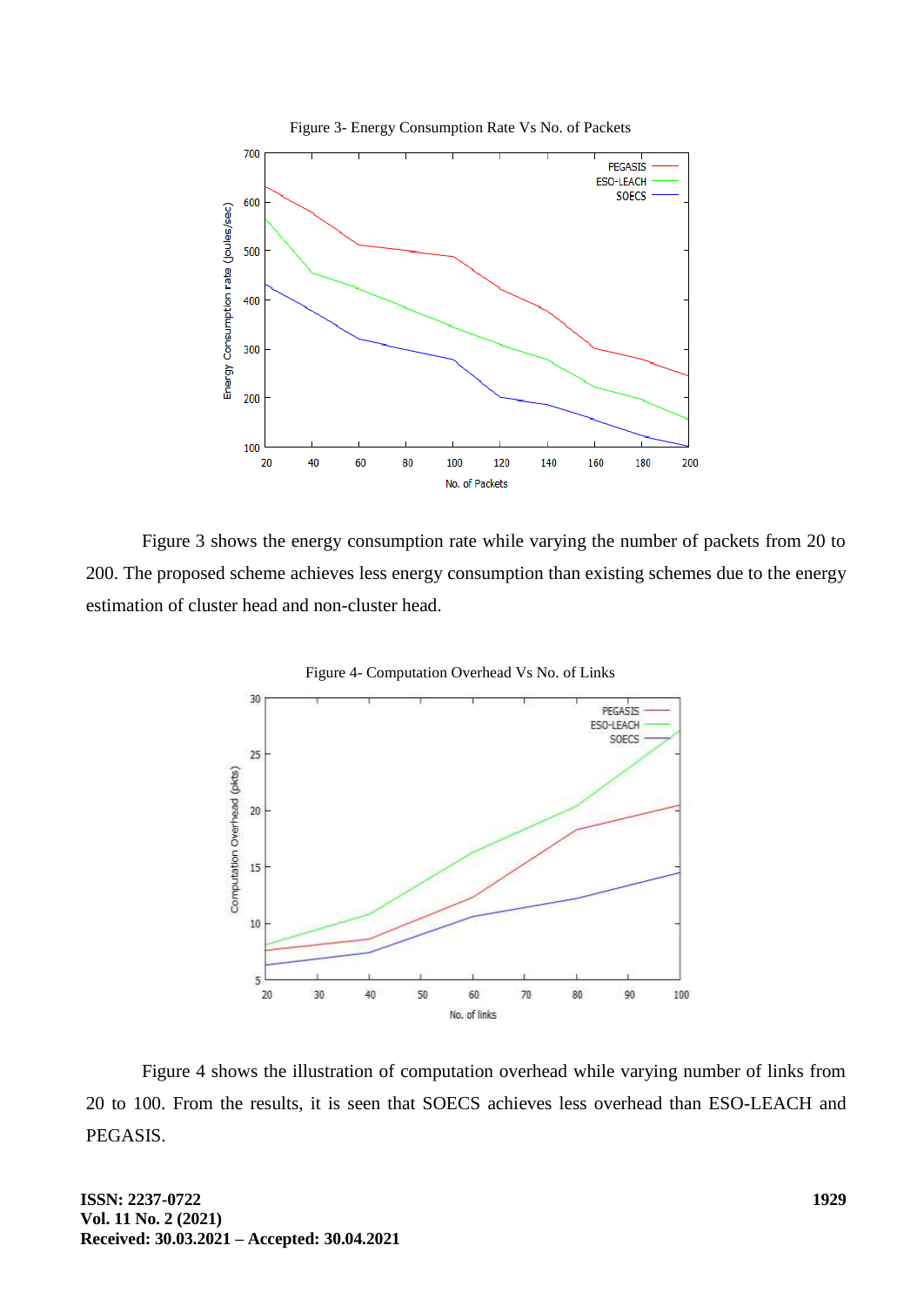Figure 3- Energy Consumption Rate Vs No. of Packets

Figure 3 shows the energy consumption rate while varying the number of packets from 20 to 200. The proposed scheme achieves less energy consumption than existing schemes due to the energy estimation of cluster head and non-cluster head.

Figure 4- Computation Overhead Vs No. of Links

Figure 4 shows the illustration of computation overhead while varying number of links from 20 to 100. From the results, it is seen that SOECS achieves less overhead than ESO-LEACH and PEGASIS.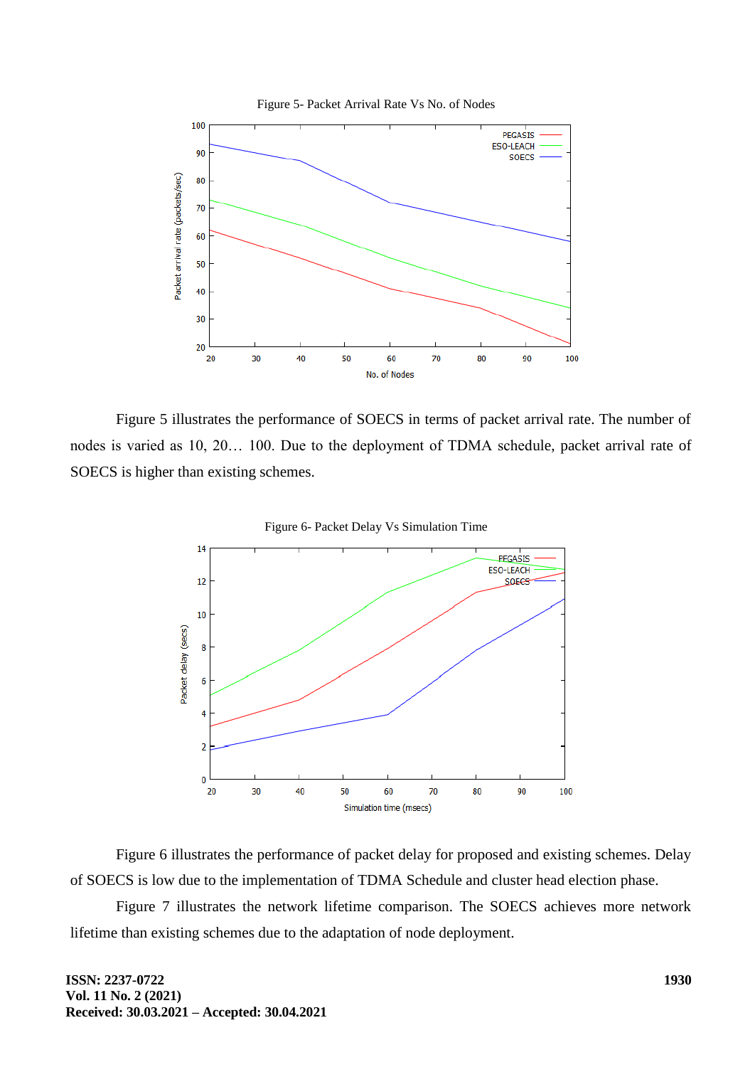Figure 5- Packet Arrival Rate Vs No. of Nodes

Figure 5 illustrates the performance of SOECS in terms of packet arrival rate. The number of nodes is varied as 10, 20… 100. Due to the deployment of TDMA schedule, packet arrival rate of SOECS is higher than existing schemes.

Figure 6- Packet Delay Vs Simulation Time

Figure 6 illustrates the performance of packet delay for proposed and existing schemes. Delay of SOECS is low due to the implementation of TDMA Schedule and cluster head election phase.

Figure 7 illustrates the network lifetime comparison. The SOECS achieves more network lifetime than existing schemes due to the adaptation of node deployment.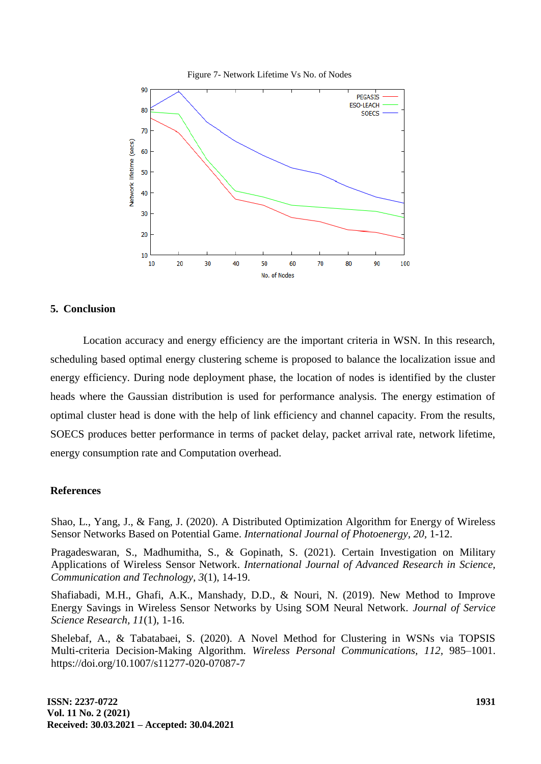Figure 7- Network Lifetime Vs No. of Nodes

## 5. Conclusion

Location accuracy and energy efficiency are the important criteria in WSN. In this research, scheduling based optimal energy clustering scheme is proposed to balance the localization issue and energy efficiency. During node deployment phase, the location of nodes is identified by the cluster heads where the Gaussian distribution is used for performance analysis. The energy estimation of optimal cluster head is done with the help of link efficiency and channel capacity. From the results, SOECS produces better performance in terms of packet delay, packet arrival rate, network lifetime, energy consumption rate and Computation overhead.

## References

Shao, L., Yang, J., & Fang, J. (2020). A Distributed Optimization Algorithm for Energy of Wireless Sensor Networks Based on Potential Game. *International Journal of Photoenergy, 20*, 1-12.

Pragadeswaran, S., Madhumitha, S., & Gopinath, S. (2021). Certain Investigation on Military Applications of Wireless Sensor Network. *International Journal of Advanced Research in Science, Communication and Technology, 3*(1), 14-19.

Shafiabadi, M.H., Ghafi, A.K., Manshady, D.D., & Nouri, N. (2019). New Method to Improve Energy Savings in Wireless Sensor Networks by Using SOM Neural Network. *Journal of Service Science Research, 11*(1), 1-16.

Shelebaf, A., & Tabatabaei, S. (2020). A Novel Method for Clustering in WSNs via TOPSIS Multi-criteria Decision-Making Algorithm. *Wireless Personal Communications, 112*, 985–1001. https://doi.org/10.1007/s11277-020-07087-7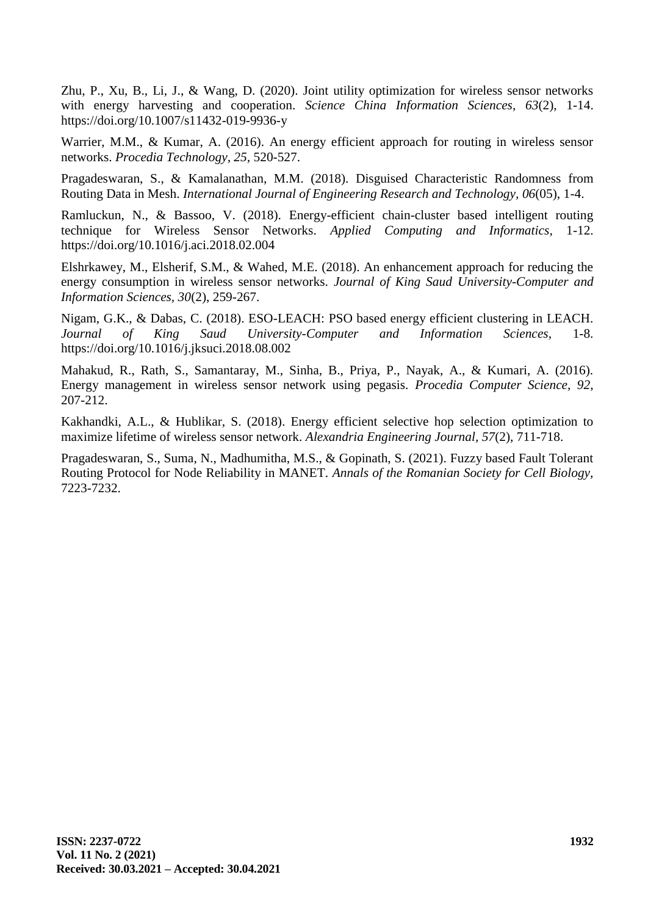Zhu, P., Xu, B., Li, J., & Wang, D. (2020). Joint utility optimization for wireless sensor networks with energy harvesting and cooperation. *Science China Information Sciences*, *63*(2), 1-14. https://doi.org/10.1007/s11432-019-9936-y

Warrier, M.M., & Kumar, A. (2016). An energy efficient approach for routing in wireless sensor networks. *Procedia Technology*, *25*, 520-527.

Pragadeswaran, S., & Kamalanathan, M.M. (2018). Disguised Characteristic Randomness from Routing Data in Mesh. *International Journal of Engineering Research and Technology, 06*(05), 1-4.

Ramluckun, N., & Bassoo, V. (2018). Energy-efficient chain-cluster based intelligent routing technique for Wireless Sensor Networks. *Applied Computing and Informatics*, 1-12. https://doi.org/10.1016/j.aci.2018.02.004

Elshrkawey, M., Elsherif, S.M., & Wahed, M.E. (2018). An enhancement approach for reducing the energy consumption in wireless sensor networks. *Journal of King Saud University-Computer and Information Sciences*, *30*(2), 259-267.

Nigam, G.K., & Dabas, C. (2018). ESO-LEACH: PSO based energy efficient clustering in LEACH. *Journal of King Saud University-Computer and Information Sciences*, 1-8. https://doi.org/10.1016/j.jksuci.2018.08.002

Mahakud, R., Rath, S., Samantaray, M., Sinha, B., Priya, P., Nayak, A., & Kumari, A. (2016). Energy management in wireless sensor network using pegasis. *Procedia Computer Science, 92,* 207-212.

Kakhandki, A.L., & Hublikar, S. (2018). Energy efficient selective hop selection optimization to maximize lifetime of wireless sensor network. *Alexandria Engineering Journal*, *57*(2), 711-718.

Pragadeswaran, S., Suma, N., Madhumitha, M.S., & Gopinath, S. (2021). Fuzzy based Fault Tolerant Routing Protocol for Node Reliability in MANET. *Annals of the Romanian Society for Cell Biology,* 7223-7232.